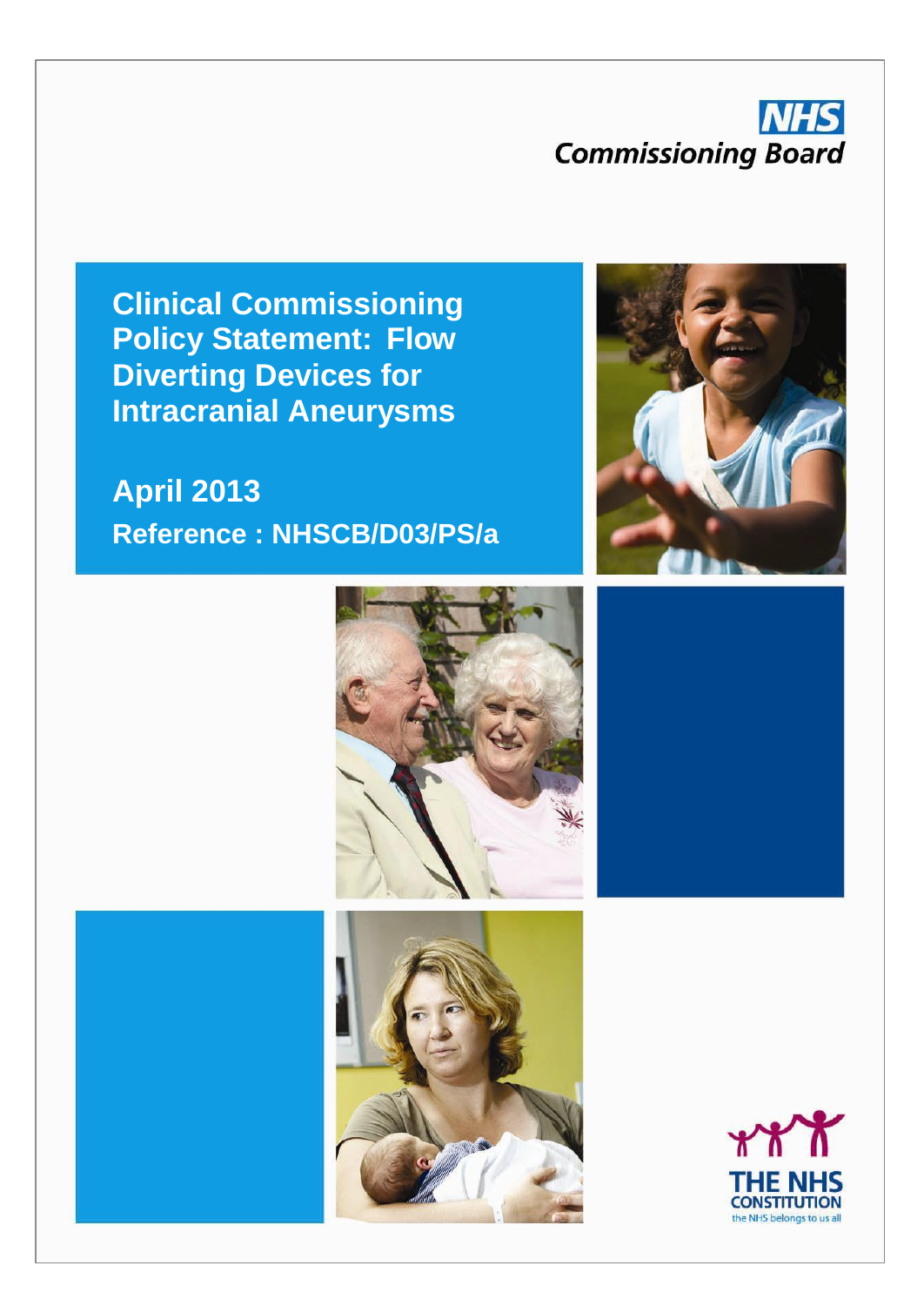NHS Commissioning Board

# Clinical Commissioning Policy Statement: Flow Diverting Devices for Intracranial Aneurysms

## April 2013

**Reference : NHSCB/D03/PS/a**

THE NHS CONSTITUTION

the NHS belongs to us all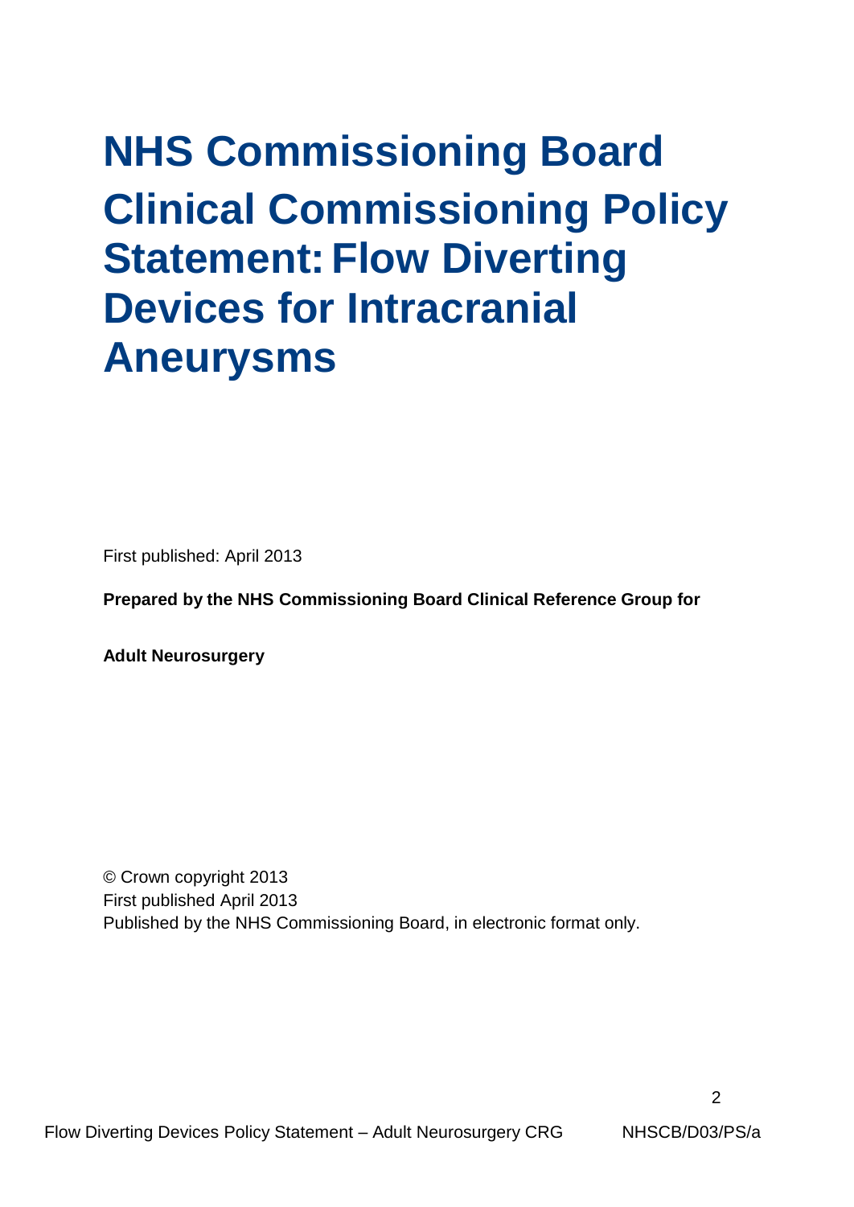# NHS Commissioning Board Clinical Commissioning Policy Statement: Flow Diverting Devices for Intracranial Aneurysms

First published: April 2013

**Prepared by the NHS Commissioning Board Clinical Reference Group for**

**Adult Neurosurgery**

© Crown copyright 2013
First published April 2013
Published by the NHS Commissioning Board, in electronic format only.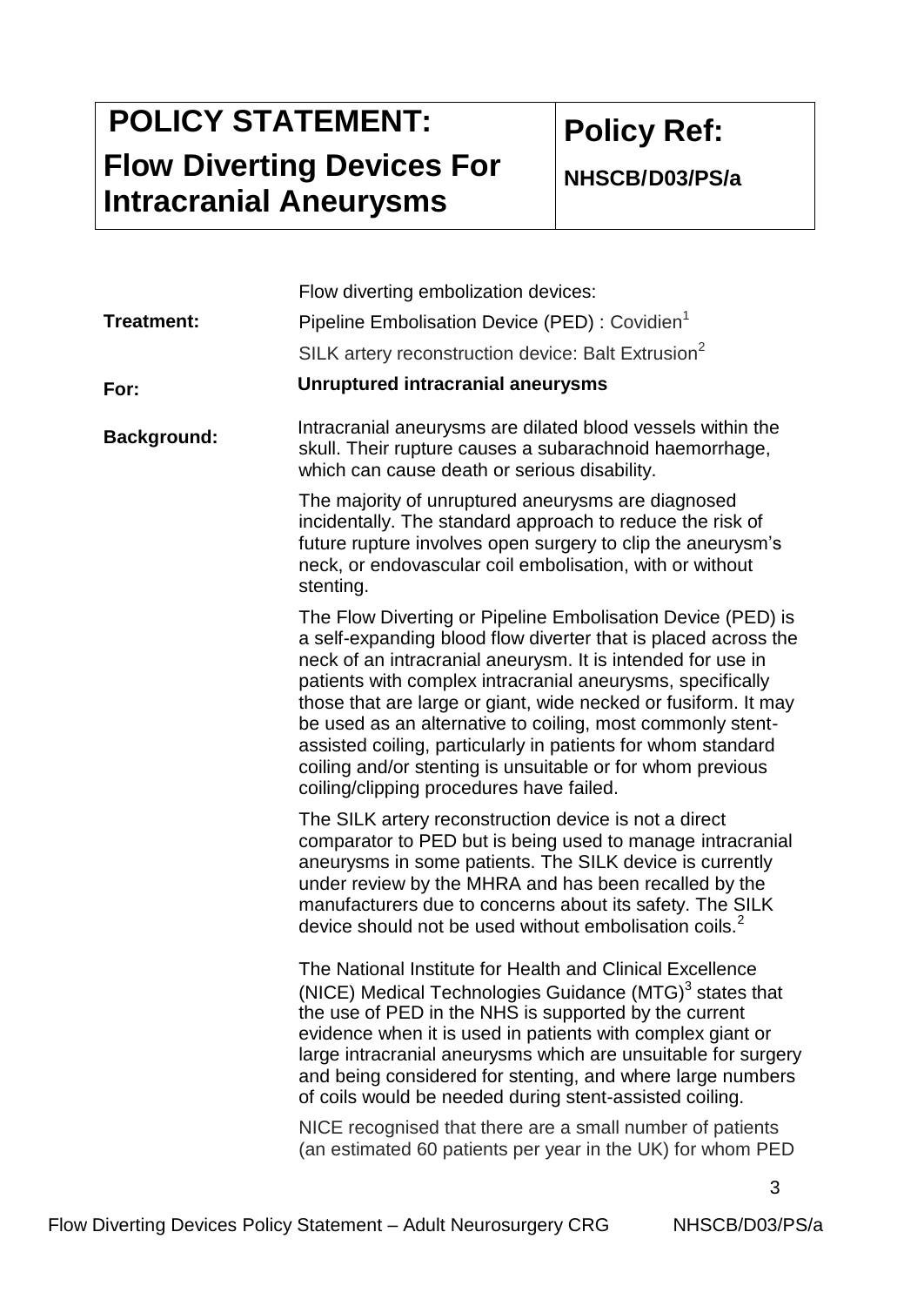| **POLICY STATEMENT:** **Flow Diverting Devices For Intracranial Aneurysms** | **Policy Ref:** **NHSCB/D03/PS/a** |
|---|---|

**Treatment:**

Flow diverting embolization devices:

Pipeline Embolisation Device (PED) : Covidien[1]

SILK artery reconstruction device: Balt Extrusion[2]

**For:** **Unruptured intracranial aneurysms**

**Background:**

Intracranial aneurysms are dilated blood vessels within the skull. Their rupture causes a subarachnoid haemorrhage, which can cause death or serious disability.

The majority of unruptured aneurysms are diagnosed incidentally. The standard approach to reduce the risk of future rupture involves open surgery to clip the aneurysm's neck, or endovascular coil embolisation, with or without stenting.

The Flow Diverting or Pipeline Embolisation Device (PED) is a self-expanding blood flow diverter that is placed across the neck of an intracranial aneurysm. It is intended for use in patients with complex intracranial aneurysms, specifically those that are large or giant, wide necked or fusiform. It may be used as an alternative to coiling, most commonly stent-assisted coiling, particularly in patients for whom standard coiling and/or stenting is unsuitable or for whom previous coiling/clipping procedures have failed.

The SILK artery reconstruction device is not a direct comparator to PED but is being used to manage intracranial aneurysms in some patients. The SILK device is currently under review by the MHRA and has been recalled by the manufacturers due to concerns about its safety. The SILK device should not be used without embolisation coils.[2]

The National Institute for Health and Clinical Excellence (NICE) Medical Technologies Guidance (MTG)[3] states that the use of PED in the NHS is supported by the current evidence when it is used in patients with complex giant or large intracranial aneurysms which are unsuitable for surgery and being considered for stenting, and where large numbers of coils would be needed during stent-assisted coiling.

NICE recognised that there are a small number of patients (an estimated 60 patients per year in the UK) for whom PED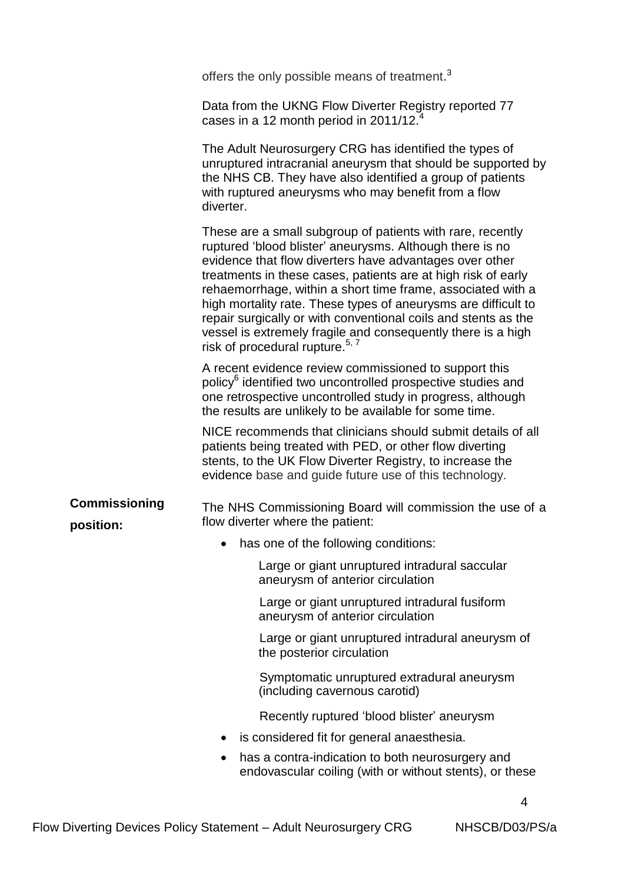offers the only possible means of treatment.[3]

Data from the UKNG Flow Diverter Registry reported 77 cases in a 12 month period in 2011/12.[4]

The Adult Neurosurgery CRG has identified the types of unruptured intracranial aneurysm that should be supported by the NHS CB. They have also identified a group of patients with ruptured aneurysms who may benefit from a flow diverter.

These are a small subgroup of patients with rare, recently ruptured 'blood blister' aneurysms. Although there is no evidence that flow diverters have advantages over other treatments in these cases, patients are at high risk of early rehaemorrhage, within a short time frame, associated with a high mortality rate. These types of aneurysms are difficult to repair surgically or with conventional coils and stents as the vessel is extremely fragile and consequently there is a high risk of procedural rupture.[5, 7]

A recent evidence review commissioned to support this policy[6] identified two uncontrolled prospective studies and one retrospective uncontrolled study in progress, although the results are unlikely to be available for some time.

NICE recommends that clinicians should submit details of all patients being treated with PED, or other flow diverting stents, to the UK Flow Diverter Registry, to increase the evidence base and guide future use of this technology.

**Commissioning position:**

The NHS Commissioning Board will commission the use of a flow diverter where the patient:

- has one of the following conditions:

  Large or giant unruptured intradural saccular aneurysm of anterior circulation

  Large or giant unruptured intradural fusiform aneurysm of anterior circulation

  Large or giant unruptured intradural aneurysm of the posterior circulation

  Symptomatic unruptured extradural aneurysm (including cavernous carotid)

  Recently ruptured 'blood blister' aneurysm

- is considered fit for general anaesthesia.
- has a contra-indication to both neurosurgery and endovascular coiling (with or without stents), or these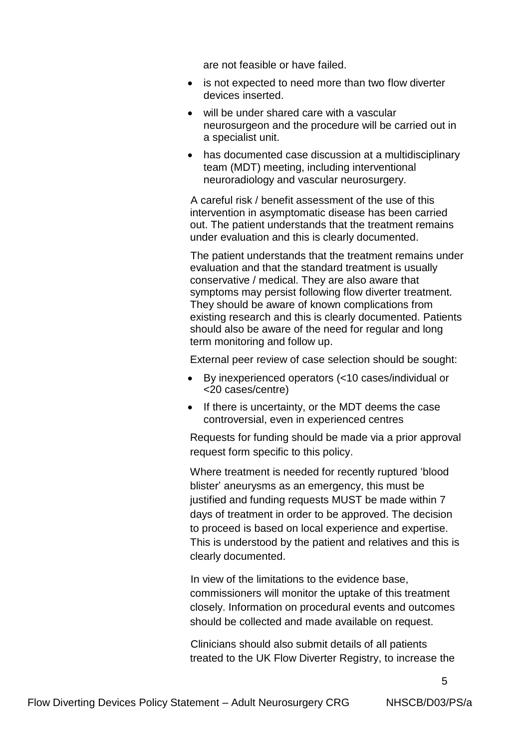are not feasible or have failed.

- is not expected to need more than two flow diverter devices inserted.
- will be under shared care with a vascular neurosurgeon and the procedure will be carried out in a specialist unit.
- has documented case discussion at a multidisciplinary team (MDT) meeting, including interventional neuroradiology and vascular neurosurgery.

A careful risk / benefit assessment of the use of this intervention in asymptomatic disease has been carried out. The patient understands that the treatment remains under evaluation and this is clearly documented.

The patient understands that the treatment remains under evaluation and that the standard treatment is usually conservative / medical. They are also aware that symptoms may persist following flow diverter treatment. They should be aware of known complications from existing research and this is clearly documented. Patients should also be aware of the need for regular and long term monitoring and follow up.

External peer review of case selection should be sought:

- By inexperienced operators (<10 cases/individual or <20 cases/centre)
- If there is uncertainty, or the MDT deems the case controversial, even in experienced centres

Requests for funding should be made via a prior approval request form specific to this policy.

Where treatment is needed for recently ruptured 'blood blister' aneurysms as an emergency, this must be justified and funding requests MUST be made within 7 days of treatment in order to be approved. The decision to proceed is based on local experience and expertise. This is understood by the patient and relatives and this is clearly documented.

In view of the limitations to the evidence base, commissioners will monitor the uptake of this treatment closely. Information on procedural events and outcomes should be collected and made available on request.

Clinicians should also submit details of all patients treated to the UK Flow Diverter Registry, to increase the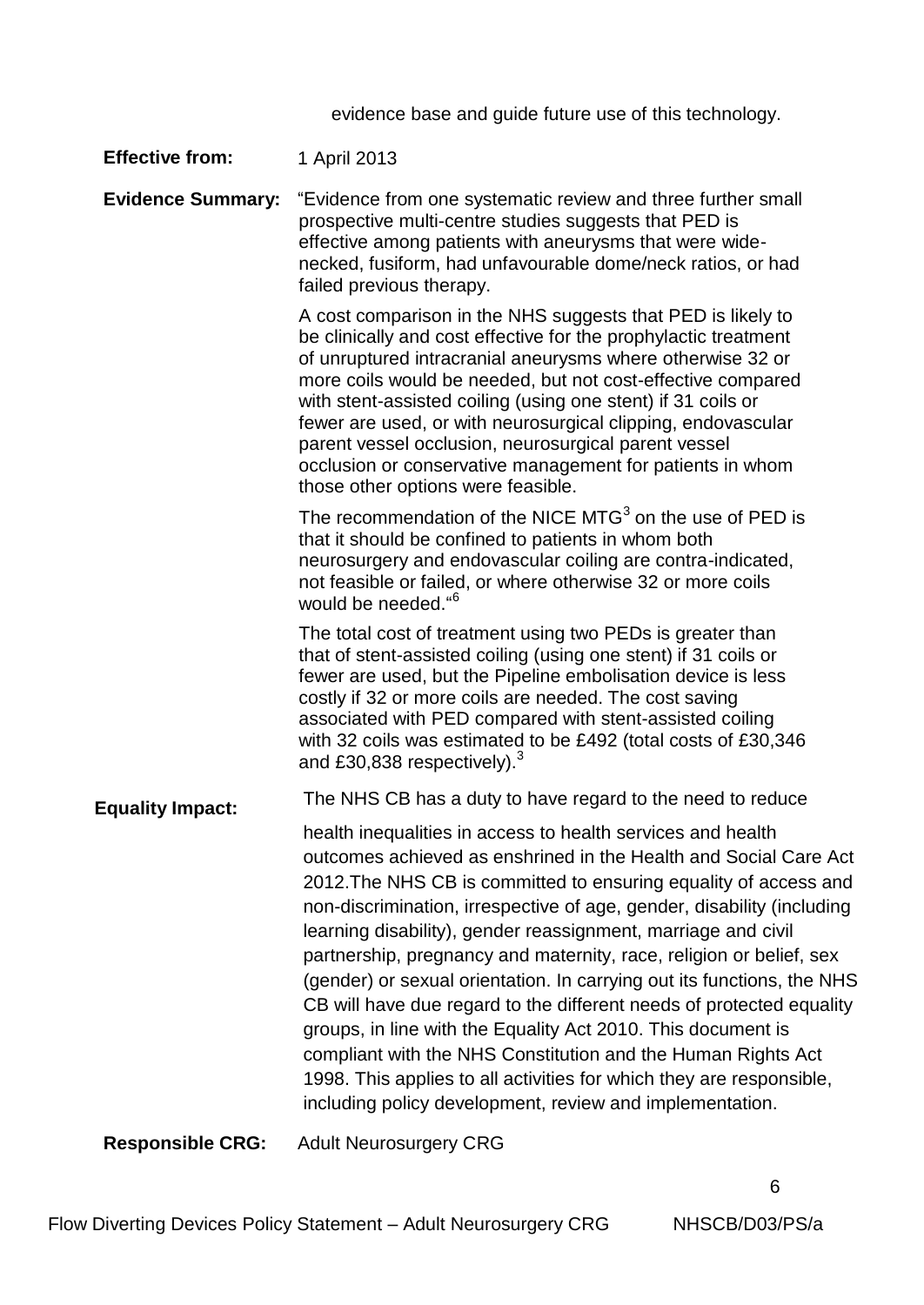evidence base and guide future use of this technology.

**Effective from:** 1 April 2013

**Evidence Summary:** "Evidence from one systematic review and three further small prospective multi-centre studies suggests that PED is effective among patients with aneurysms that were wide-necked, fusiform, had unfavourable dome/neck ratios, or had failed previous therapy.

A cost comparison in the NHS suggests that PED is likely to be clinically and cost effective for the prophylactic treatment of unruptured intracranial aneurysms where otherwise 32 or more coils would be needed, but not cost-effective compared with stent-assisted coiling (using one stent) if 31 coils or fewer are used, or with neurosurgical clipping, endovascular parent vessel occlusion, neurosurgical parent vessel occlusion or conservative management for patients in whom those other options were feasible.

The recommendation of the NICE MTG[3] on the use of PED is that it should be confined to patients in whom both neurosurgery and endovascular coiling are contra-indicated, not feasible or failed, or where otherwise 32 or more coils would be needed."[6]

The total cost of treatment using two PEDs is greater than that of stent-assisted coiling (using one stent) if 31 coils or fewer are used, but the Pipeline embolisation device is less costly if 32 or more coils are needed. The cost saving associated with PED compared with stent-assisted coiling with 32 coils was estimated to be £492 (total costs of £30,346 and £30,838 respectively).[3]

**Equality Impact:** The NHS CB has a duty to have regard to the need to reduce health inequalities in access to health services and health outcomes achieved as enshrined in the Health and Social Care Act 2012.The NHS CB is committed to ensuring equality of access and non-discrimination, irrespective of age, gender, disability (including learning disability), gender reassignment, marriage and civil partnership, pregnancy and maternity, race, religion or belief, sex (gender) or sexual orientation. In carrying out its functions, the NHS CB will have due regard to the different needs of protected equality groups, in line with the Equality Act 2010. This document is compliant with the NHS Constitution and the Human Rights Act 1998. This applies to all activities for which they are responsible, including policy development, review and implementation.

**Responsible CRG:** Adult Neurosurgery CRG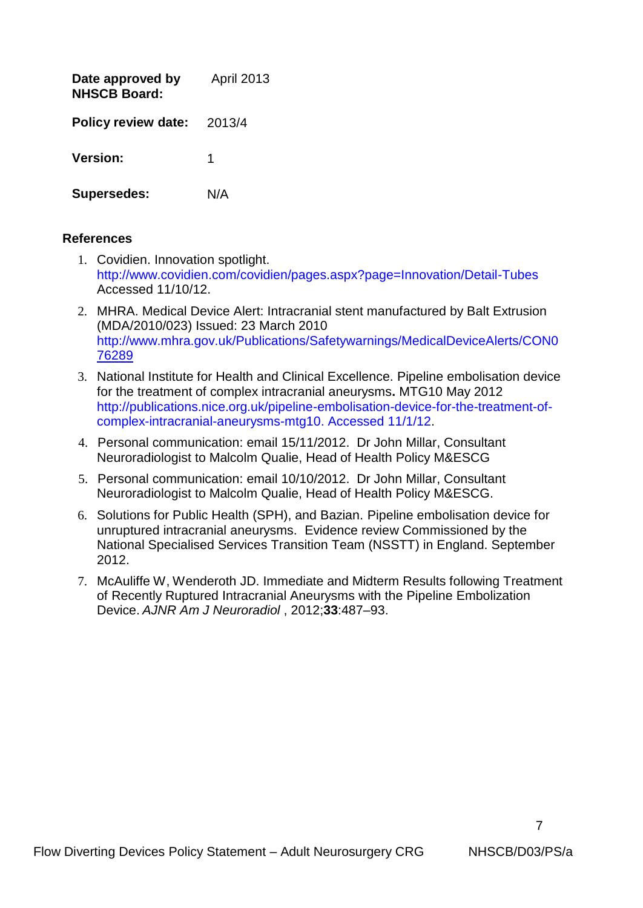| | |
|---|---|
| **Date approved by NHSCB Board:** | April 2013 |
| **Policy review date:** | 2013/4 |
| **Version:** | 1 |
| **Supersedes:** | N/A |

## References

1. Covidien. Innovation spotlight. http://www.covidien.com/covidien/pages.aspx?page=Innovation/Detail-Tubes Accessed 11/10/12.
2. MHRA. Medical Device Alert: Intracranial stent manufactured by Balt Extrusion (MDA/2010/023) Issued: 23 March 2010 http://www.mhra.gov.uk/Publications/Safetywarnings/MedicalDeviceAlerts/CON076289
3. National Institute for Health and Clinical Excellence. Pipeline embolisation device for the treatment of complex intracranial aneurysms**.** MTG10 May 2012 http://publications.nice.org.uk/pipeline-embolisation-device-for-the-treatment-of-complex-intracranial-aneurysms-mtg10. Accessed 11/1/12.
4. Personal communication: email 15/11/2012. Dr John Millar, Consultant Neuroradiologist to Malcolm Qualie, Head of Health Policy M&ESCG
5. Personal communication: email 10/10/2012. Dr John Millar, Consultant Neuroradiologist to Malcolm Qualie, Head of Health Policy M&ESCG.
6. Solutions for Public Health (SPH), and Bazian. Pipeline embolisation device for unruptured intracranial aneurysms. Evidence review Commissioned by the National Specialised Services Transition Team (NSSTT) in England. September 2012.
7. McAuliffe W, Wenderoth JD. Immediate and Midterm Results following Treatment of Recently Ruptured Intracranial Aneurysms with the Pipeline Embolization Device. *AJNR Am J Neuroradiol* , 2012;**33**:487–93.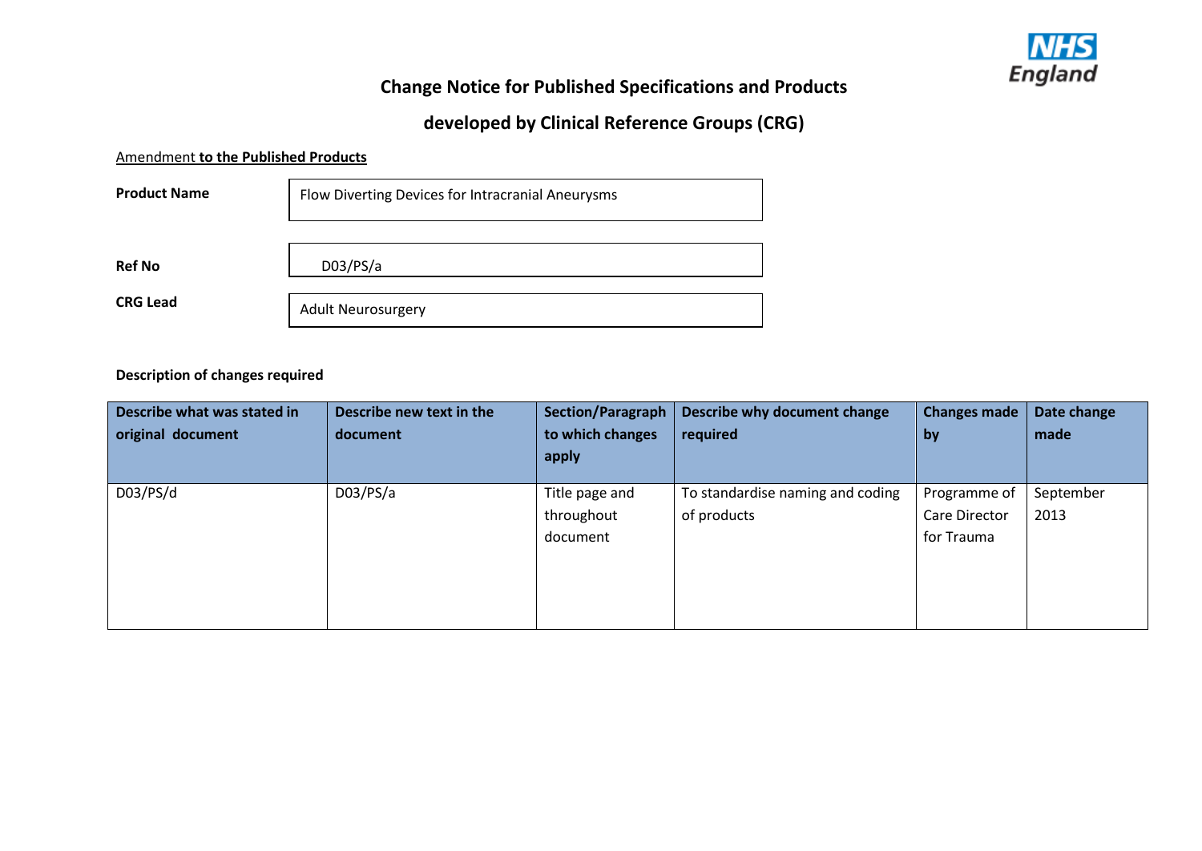# Change Notice for Published Specifications and Products

# developed by Clinical Reference Groups (CRG)

Amendment **to the Published Products**

| | |
|---|---|
| **Product Name** | Flow Diverting Devices for Intracranial Aneurysms |
| **Ref No** | D03/PS/a |
| **CRG Lead** | Adult Neurosurgery |

**Description of changes required**

| Describe what was stated in original document | Describe new text in the document | Section/Paragraph to which changes apply | Describe why document change required | Changes made by | Date change made |
|---|---|---|---|---|---|
| D03/PS/d | D03/PS/a | Title page and throughout document | To standardise naming and coding of products | Programme of Care Director for Trauma | September 2013 |